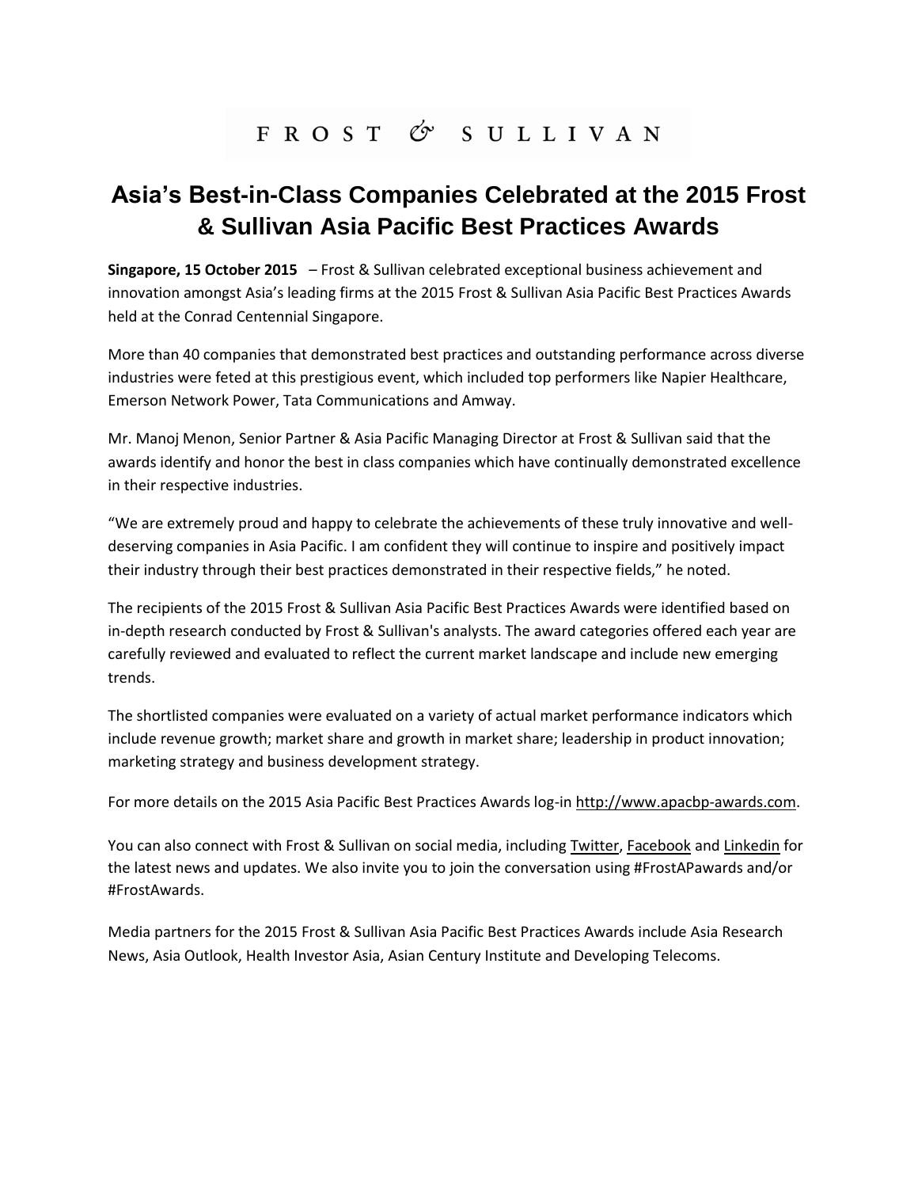FROST & SULLIVAN

# Asia's Best-in-Class Companies Celebrated at the 2015 Frost & Sullivan Asia Pacific Best Practices Awards

**Singapore, 15 October 2015** – Frost & Sullivan celebrated exceptional business achievement and innovation amongst Asia's leading firms at the 2015 Frost & Sullivan Asia Pacific Best Practices Awards held at the Conrad Centennial Singapore.

More than 40 companies that demonstrated best practices and outstanding performance across diverse industries were feted at this prestigious event, which included top performers like Napier Healthcare, Emerson Network Power, Tata Communications and Amway.

Mr. Manoj Menon, Senior Partner & Asia Pacific Managing Director at Frost & Sullivan said that the awards identify and honor the best in class companies which have continually demonstrated excellence in their respective industries.

"We are extremely proud and happy to celebrate the achievements of these truly innovative and well-deserving companies in Asia Pacific. I am confident they will continue to inspire and positively impact their industry through their best practices demonstrated in their respective fields," he noted.

The recipients of the 2015 Frost & Sullivan Asia Pacific Best Practices Awards were identified based on in-depth research conducted by Frost & Sullivan's analysts. The award categories offered each year are carefully reviewed and evaluated to reflect the current market landscape and include new emerging trends.

The shortlisted companies were evaluated on a variety of actual market performance indicators which include revenue growth; market share and growth in market share; leadership in product innovation; marketing strategy and business development strategy.

For more details on the 2015 Asia Pacific Best Practices Awards log-in http://www.apacbp-awards.com.

You can also connect with Frost & Sullivan on social media, including Twitter, Facebook and Linkedin for the latest news and updates. We also invite you to join the conversation using #FrostAPawards and/or #FrostAwards.

Media partners for the 2015 Frost & Sullivan Asia Pacific Best Practices Awards include Asia Research News, Asia Outlook, Health Investor Asia, Asian Century Institute and Developing Telecoms.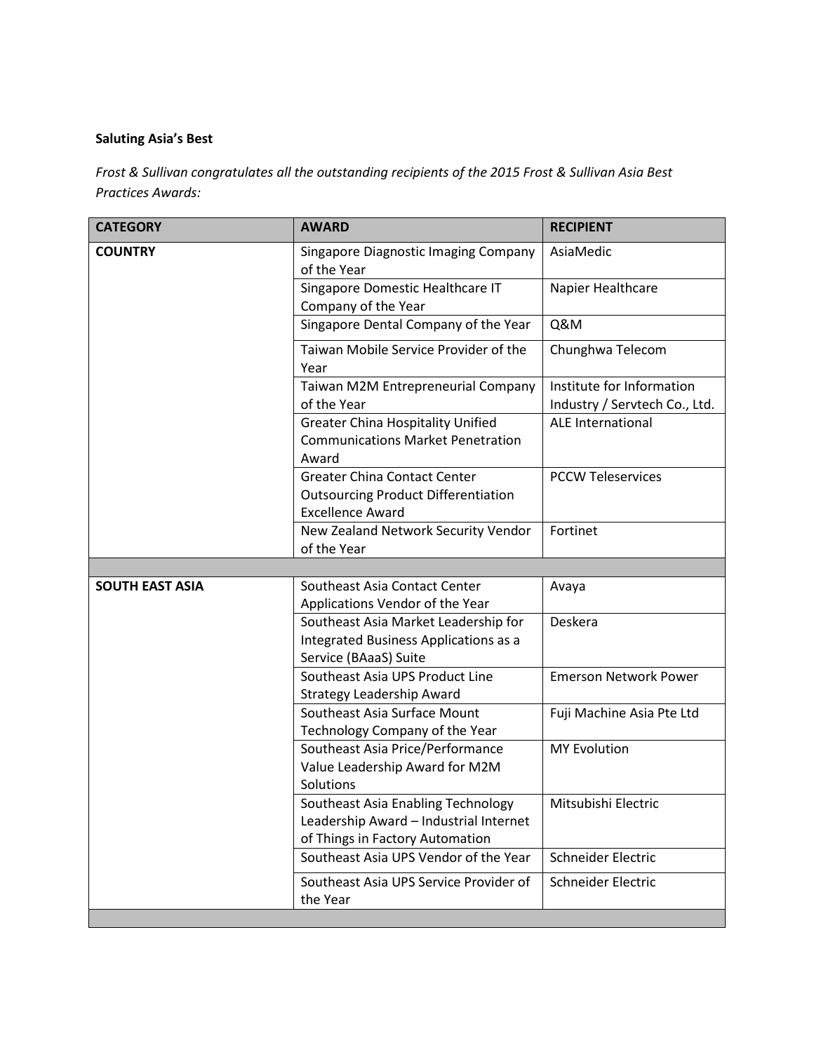**Saluting Asia's Best**

*Frost & Sullivan congratulates all the outstanding recipients of the 2015 Frost & Sullivan Asia Best Practices Awards:*

| CATEGORY | AWARD | RECIPIENT |
|---|---|---|
| **COUNTRY** | Singapore Diagnostic Imaging Company of the Year | AsiaMedic |
| | Singapore Domestic Healthcare IT Company of the Year | Napier Healthcare |
| | Singapore Dental Company of the Year | Q&M |
| | Taiwan Mobile Service Provider of the Year | Chunghwa Telecom |
| | Taiwan M2M Entrepreneurial Company of the Year | Institute for Information Industry / Servtech Co., Ltd. |
| | Greater China Hospitality Unified Communications Market Penetration Award | ALE International |
| | Greater China Contact Center Outsourcing Product Differentiation Excellence Award | PCCW Teleservices |
| | New Zealand Network Security Vendor of the Year | Fortinet |
| | | |
| **SOUTH EAST ASIA** | Southeast Asia Contact Center Applications Vendor of the Year | Avaya |
| | Southeast Asia Market Leadership for Integrated Business Applications as a Service (BAaaS) Suite | Deskera |
| | Southeast Asia UPS Product Line Strategy Leadership Award | Emerson Network Power |
| | Southeast Asia Surface Mount Technology Company of the Year | Fuji Machine Asia Pte Ltd |
| | Southeast Asia Price/Performance Value Leadership Award for M2M Solutions | MY Evolution |
| | Southeast Asia Enabling Technology Leadership Award – Industrial Internet of Things in Factory Automation | Mitsubishi Electric |
| | Southeast Asia UPS Vendor of the Year | Schneider Electric |
| | Southeast Asia UPS Service Provider of the Year | Schneider Electric |
| | | |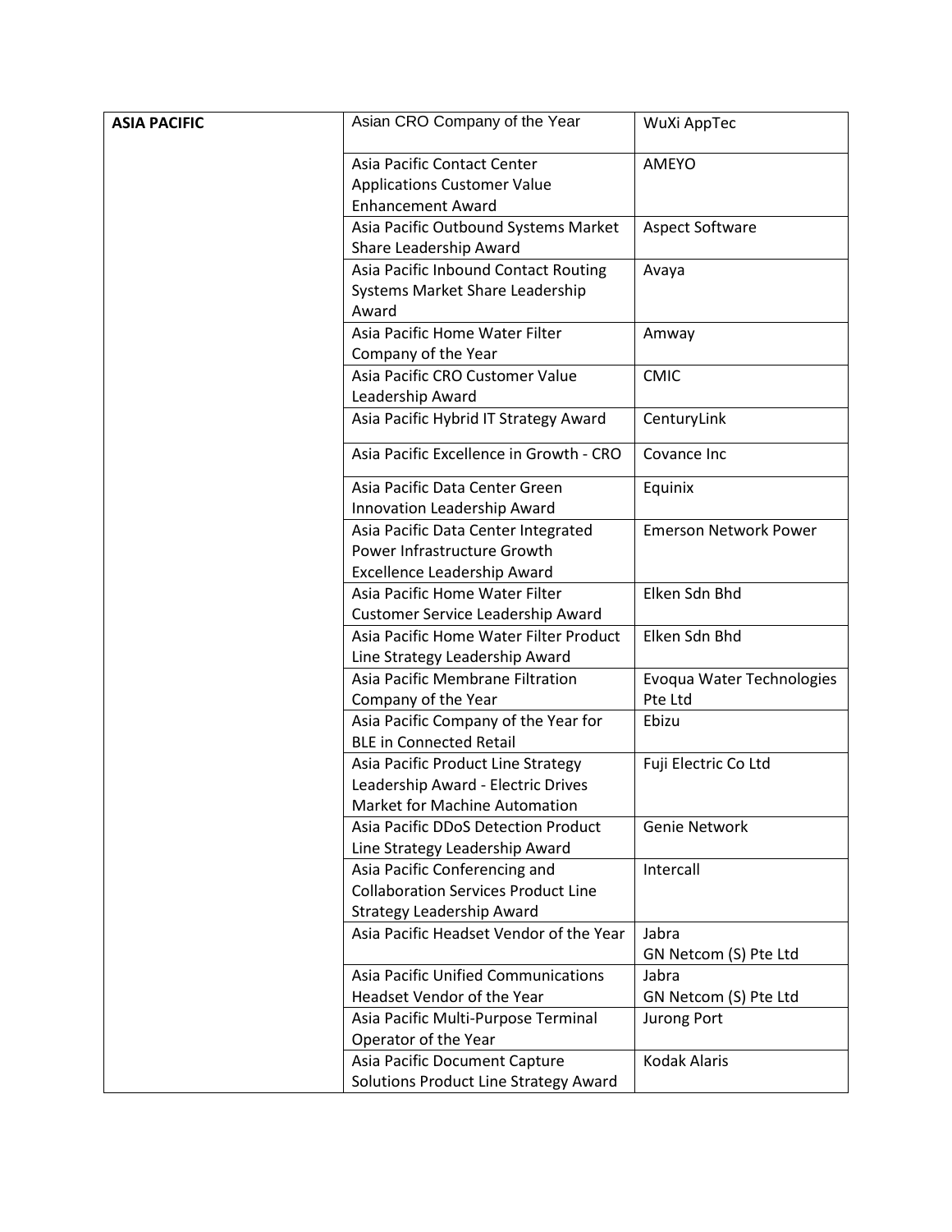| ASIA PACIFIC | Asian CRO Company of the Year | WuXi AppTec |
| --- | --- | --- |
| | Asia Pacific Contact Center Applications Customer Value Enhancement Award | AMEYO |
| | Asia Pacific Outbound Systems Market Share Leadership Award | Aspect Software |
| | Asia Pacific Inbound Contact Routing Systems Market Share Leadership Award | Avaya |
| | Asia Pacific Home Water Filter Company of the Year | Amway |
| | Asia Pacific CRO Customer Value Leadership Award | CMIC |
| | Asia Pacific Hybrid IT Strategy Award | CenturyLink |
| | Asia Pacific Excellence in Growth - CRO | Covance Inc |
| | Asia Pacific Data Center Green Innovation Leadership Award | Equinix |
| | Asia Pacific Data Center Integrated Power Infrastructure Growth Excellence Leadership Award | Emerson Network Power |
| | Asia Pacific Home Water Filter Customer Service Leadership Award | Elken Sdn Bhd |
| | Asia Pacific Home Water Filter Product Line Strategy Leadership Award | Elken Sdn Bhd |
| | Asia Pacific Membrane Filtration Company of the Year | Evoqua Water Technologies Pte Ltd |
| | Asia Pacific Company of the Year for BLE in Connected Retail | Ebizu |
| | Asia Pacific Product Line Strategy Leadership Award - Electric Drives Market for Machine Automation | Fuji Electric Co Ltd |
| | Asia Pacific DDoS Detection Product Line Strategy Leadership Award | Genie Network |
| | Asia Pacific Conferencing and Collaboration Services Product Line Strategy Leadership Award | Intercall |
| | Asia Pacific Headset Vendor of the Year | Jabra GN Netcom (S) Pte Ltd |
| | Asia Pacific Unified Communications Headset Vendor of the Year | Jabra GN Netcom (S) Pte Ltd |
| | Asia Pacific Multi-Purpose Terminal Operator of the Year | Jurong Port |
| | Asia Pacific Document Capture Solutions Product Line Strategy Award | Kodak Alaris |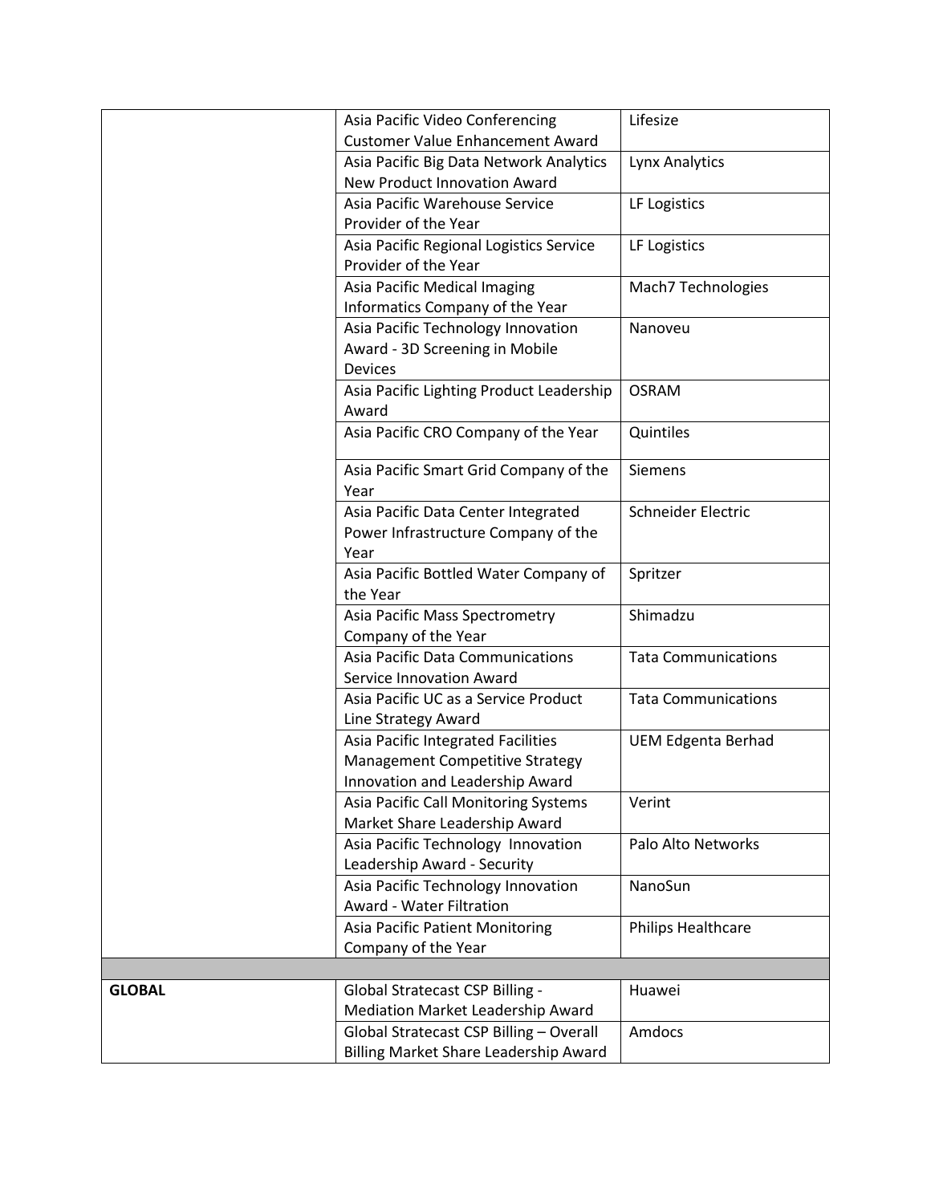| | | |
|---|---|---|
| | Asia Pacific Video Conferencing Customer Value Enhancement Award | Lifesize |
| | Asia Pacific Big Data Network Analytics New Product Innovation Award | Lynx Analytics |
| | Asia Pacific Warehouse Service Provider of the Year | LF Logistics |
| | Asia Pacific Regional Logistics Service Provider of the Year | LF Logistics |
| | Asia Pacific Medical Imaging Informatics Company of the Year | Mach7 Technologies |
| | Asia Pacific Technology Innovation Award - 3D Screening in Mobile Devices | Nanoveu |
| | Asia Pacific Lighting Product Leadership Award | OSRAM |
| | Asia Pacific CRO Company of the Year | Quintiles |
| | Asia Pacific Smart Grid Company of the Year | Siemens |
| | Asia Pacific Data Center Integrated Power Infrastructure Company of the Year | Schneider Electric |
| | Asia Pacific Bottled Water Company of the Year | Spritzer |
| | Asia Pacific Mass Spectrometry Company of the Year | Shimadzu |
| | Asia Pacific Data Communications Service Innovation Award | Tata Communications |
| | Asia Pacific UC as a Service Product Line Strategy Award | Tata Communications |
| | Asia Pacific Integrated Facilities Management Competitive Strategy Innovation and Leadership Award | UEM Edgenta Berhad |
| | Asia Pacific Call Monitoring Systems Market Share Leadership Award | Verint |
| | Asia Pacific Technology Innovation Leadership Award - Security | Palo Alto Networks |
| | Asia Pacific Technology Innovation Award - Water Filtration | NanoSun |
| | Asia Pacific Patient Monitoring Company of the Year | Philips Healthcare |
| | | |
| **GLOBAL** | Global Stratecast CSP Billing - Mediation Market Leadership Award | Huawei |
| | Global Stratecast CSP Billing – Overall Billing Market Share Leadership Award | Amdocs |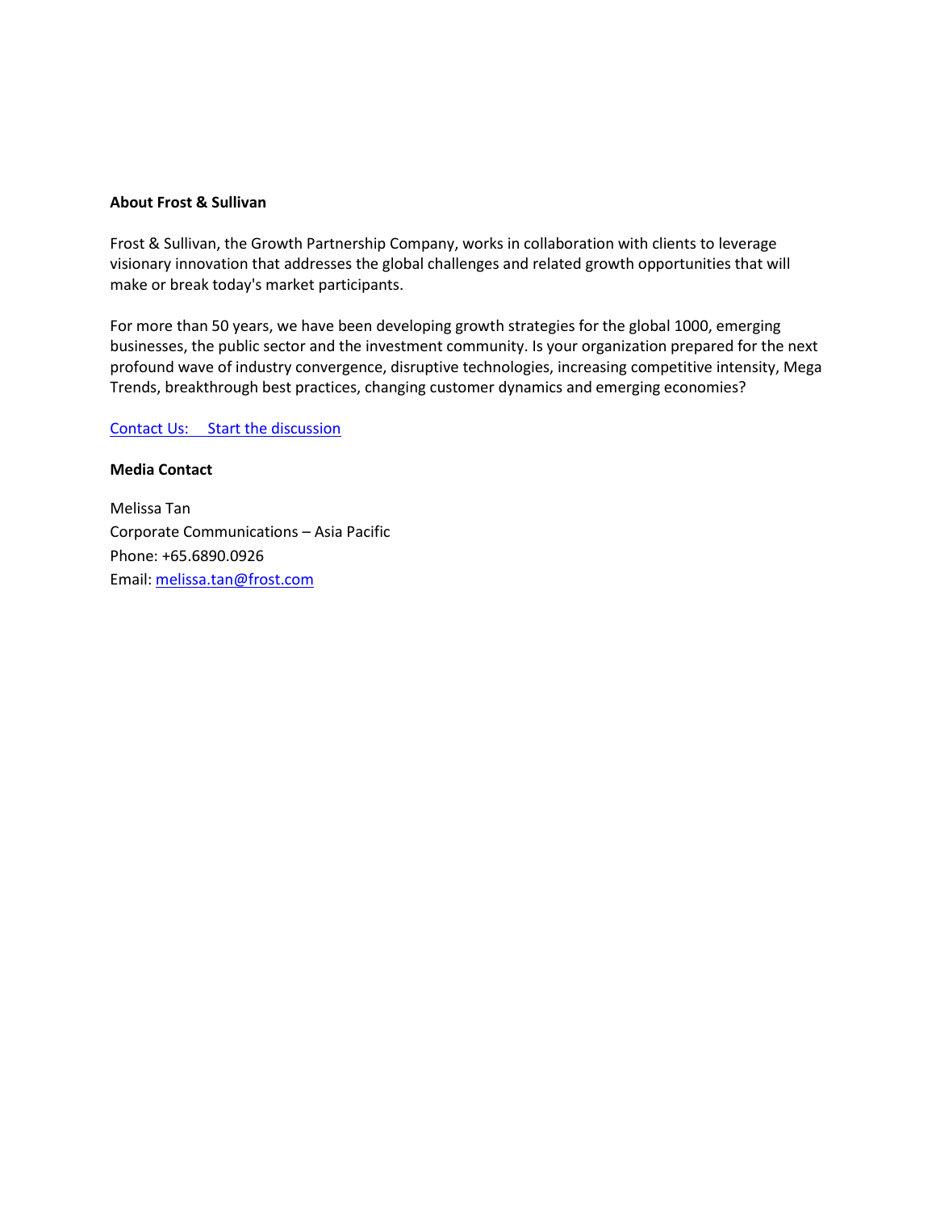**About Frost & Sullivan**

Frost & Sullivan, the Growth Partnership Company, works in collaboration with clients to leverage visionary innovation that addresses the global challenges and related growth opportunities that will make or break today's market participants.

For more than 50 years, we have been developing growth strategies for the global 1000, emerging businesses, the public sector and the investment community. Is your organization prepared for the next profound wave of industry convergence, disruptive technologies, increasing competitive intensity, Mega Trends, breakthrough best practices, changing customer dynamics and emerging economies?

Contact Us:    Start the discussion

**Media Contact**

Melissa Tan
Corporate Communications – Asia Pacific
Phone: +65.6890.0926
Email: melissa.tan@frost.com